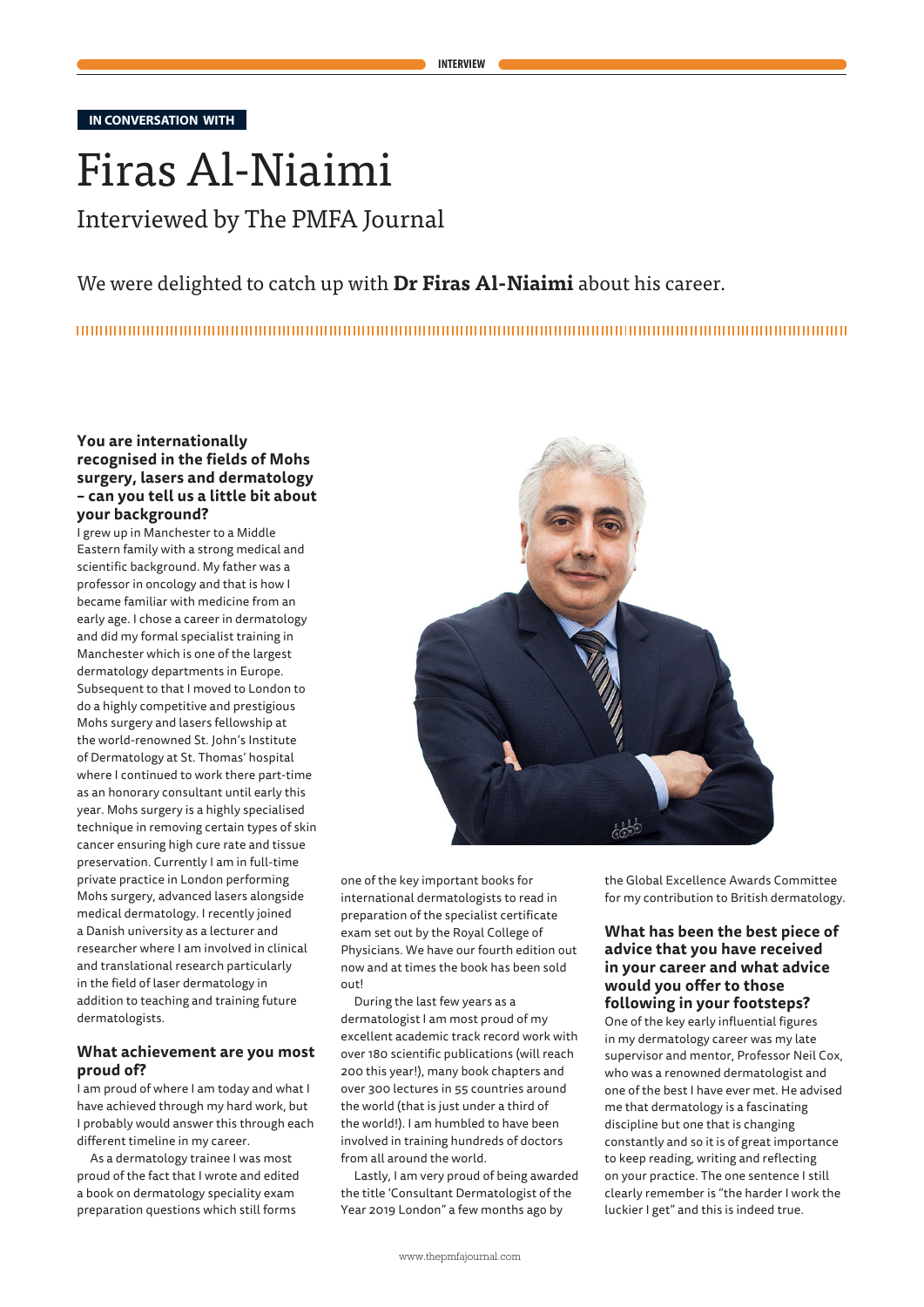IN CONVERSATION WITH

# Firas Al-Niaimi

## Interviewed by The PMFA Journal

We were delighted to catch up with **Dr Firas Al-Niaimi** about his career.

### You are internationally recognised in the fields of Mohs surgery, lasers and dermatology – can you tell us a little bit about your background?

I grew up in Manchester to a Middle Eastern family with a strong medical and scientific background. My father was a professor in oncology and that is how I became familiar with medicine from an early age. I chose a career in dermatology and did my formal specialist training in Manchester which is one of the largest dermatology departments in Europe. Subsequent to that I moved to London to do a highly competitive and prestigious Mohs surgery and lasers fellowship at the world-renowned St. John's Institute of Dermatology at St. Thomas' hospital where I continued to work there part-time as an honorary consultant until early this year. Mohs surgery is a highly specialised technique in removing certain types of skin cancer ensuring high cure rate and tissue preservation. Currently I am in full-time private practice in London performing Mohs surgery, advanced lasers alongside medical dermatology. I recently joined a Danish university as a lecturer and researcher where I am involved in clinical and translational research particularly in the field of laser dermatology in addition to teaching and training future dermatologists.

### What achievement are you most proud of?

I am proud of where I am today and what I have achieved through my hard work, but I probably would answer this through each different timeline in my career.

As a dermatology trainee I was most proud of the fact that I wrote and edited a book on dermatology speciality exam preparation questions which still forms one of the key important books for international dermatologists to read in preparation of the specialist certificate exam set out by the Royal College of Physicians. We have our fourth edition out now and at times the book has been sold out!

During the last few years as a dermatologist I am most proud of my excellent academic track record work with over 180 scientific publications (will reach 200 this year!), many book chapters and over 300 lectures in 55 countries around the world (that is just under a third of the world!). I am humbled to have been involved in training hundreds of doctors from all around the world.

Lastly, I am very proud of being awarded the title 'Consultant Dermatologist of the Year 2019 London" a few months ago by the Global Excellence Awards Committee for my contribution to British dermatology.

### What has been the best piece of advice that you have received in your career and what advice would you offer to those following in your footsteps?

One of the key early influential figures in my dermatology career was my late supervisor and mentor, Professor Neil Cox, who was a renowned dermatologist and one of the best I have ever met. He advised me that dermatology is a fascinating discipline but one that is changing constantly and so it is of great importance to keep reading, writing and reflecting on your practice. The one sentence I still clearly remember is "the harder I work the luckier I get" and this is indeed true.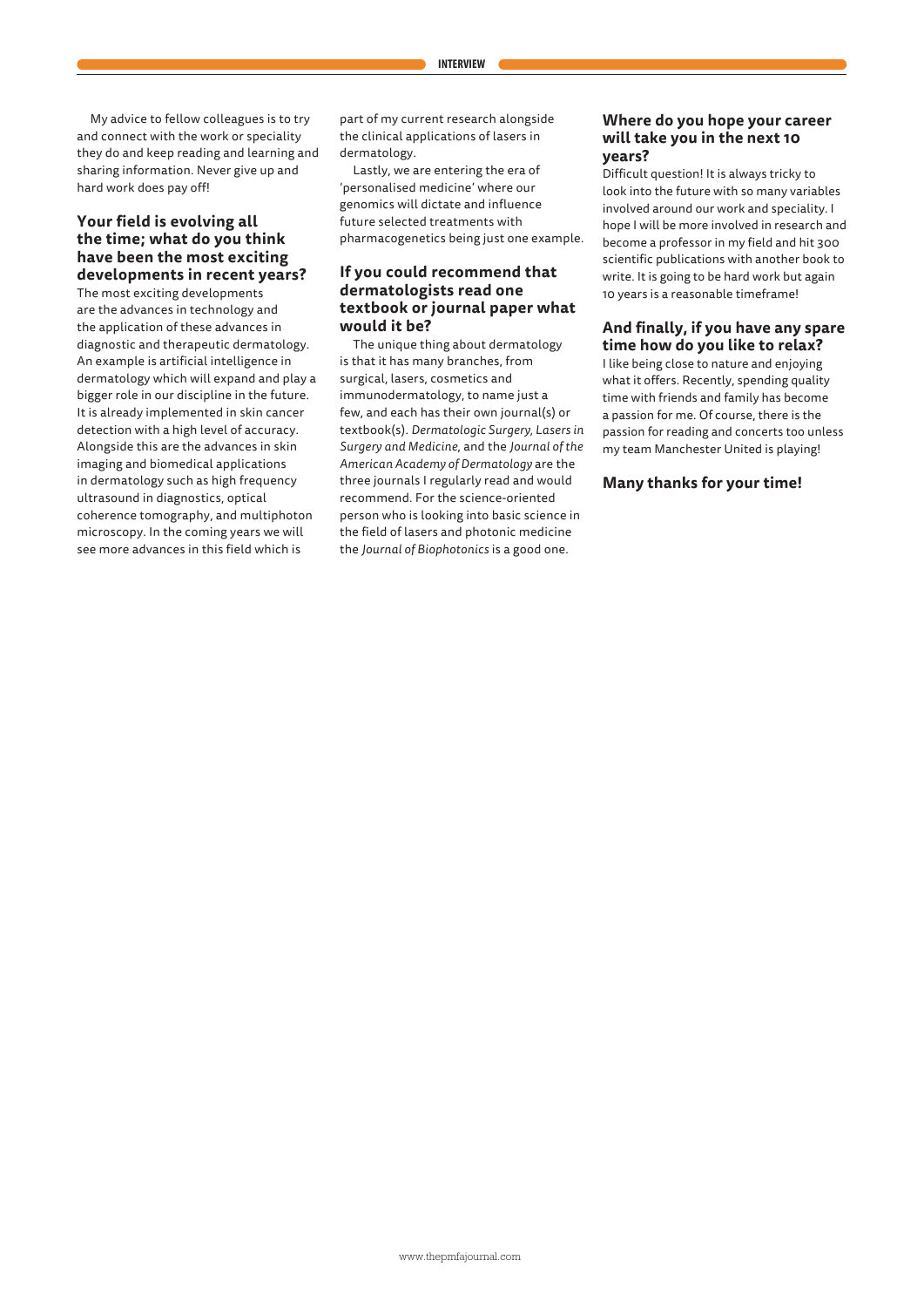My advice to fellow colleagues is to try and connect with the work or speciality they do and keep reading and learning and sharing information. Never give up and hard work does pay off!

### Your field is evolving all the time; what do you think have been the most exciting developments in recent years?

The most exciting developments are the advances in technology and the application of these advances in diagnostic and therapeutic dermatology. An example is artificial intelligence in dermatology which will expand and play a bigger role in our discipline in the future. It is already implemented in skin cancer detection with a high level of accuracy. Alongside this are the advances in skin imaging and biomedical applications in dermatology such as high frequency ultrasound in diagnostics, optical coherence tomography, and multiphoton microscopy. In the coming years we will see more advances in this field which is part of my current research alongside the clinical applications of lasers in dermatology.

Lastly, we are entering the era of 'personalised medicine' where our genomics will dictate and influence future selected treatments with pharmacogenetics being just one example.

### If you could recommend that dermatologists read one textbook or journal paper what would it be?

The unique thing about dermatology is that it has many branches, from surgical, lasers, cosmetics and immunodermatology, to name just a few, and each has their own journal(s) or textbook(s). *Dermatologic Surgery, Lasers in Surgery and Medicine,* and the *Journal of the American Academy of Dermatology* are the three journals I regularly read and would recommend. For the science-oriented person who is looking into basic science in the field of lasers and photonic medicine the *Journal of Biophotonics* is a good one.

### Where do you hope your career will take you in the next 10 years?

Difficult question! It is always tricky to look into the future with so many variables involved around our work and speciality. I hope I will be more involved in research and become a professor in my field and hit 300 scientific publications with another book to write. It is going to be hard work but again 10 years is a reasonable timeframe!

### And finally, if you have any spare time how do you like to relax?

I like being close to nature and enjoying what it offers. Recently, spending quality time with friends and family has become a passion for me. Of course, there is the passion for reading and concerts too unless my team Manchester United is playing!

### Many thanks for your time!